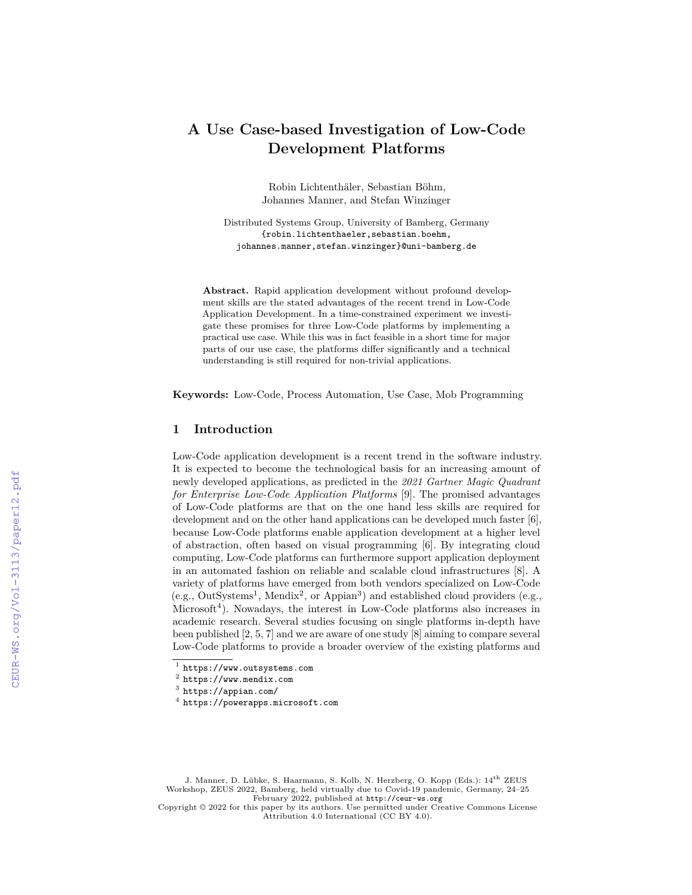# A Use Case-based Investigation of Low-Code Development Platforms

Robin Lichtenthäler, Sebastian Böhm, Johannes Manner, and Stefan Winzinger

Distributed Systems Group, University of Bamberg, Germany
{robin.lichtenthaeler,sebastian.boehm, johannes.manner,stefan.winzinger}@uni-bamberg.de

**Abstract.** Rapid application development without profound development skills are the stated advantages of the recent trend in Low-Code Application Development. In a time-constrained experiment we investigate these promises for three Low-Code platforms by implementing a practical use case. While this was in fact feasible in a short time for major parts of our use case, the platforms differ significantly and a technical understanding is still required for non-trivial applications.

**Keywords:** Low-Code, Process Automation, Use Case, Mob Programming

## 1 Introduction

Low-Code application development is a recent trend in the software industry. It is expected to become the technological basis for an increasing amount of newly developed applications, as predicted in the *2021 Gartner Magic Quadrant for Enterprise Low-Code Application Platforms* [9]. The promised advantages of Low-Code platforms are that on the one hand less skills are required for development and on the other hand applications can be developed much faster [6], because Low-Code platforms enable application development at a higher level of abstraction, often based on visual programming [6]. By integrating cloud computing, Low-Code platforms can furthermore support application deployment in an automated fashion on reliable and scalable cloud infrastructures [8]. A variety of platforms have emerged from both vendors specialized on Low-Code (e.g., OutSystems[1], Mendix[2], or Appian[3]) and established cloud providers (e.g., Microsoft[4]). Nowadays, the interest in Low-Code platforms also increases in academic research. Several studies focusing on single platforms in-depth have been published [2, 5, 7] and we are aware of one study [8] aiming to compare several Low-Code platforms to provide a broader overview of the existing platforms and

[1] https://www.outsystems.com
[2] https://www.mendix.com
[3] https://appian.com/
[4] https://powerapps.microsoft.com

J. Manner, D. Lübke, S. Haarmann, S. Kolb, N. Herzberg, O. Kopp (Eds.): 14th ZEUS Workshop, ZEUS 2022, Bamberg, held virtually due to Covid-19 pandemic, Germany, 24–25 February 2022, published at http://ceur-ws.org
Copyright © 2022 for this paper by its authors. Use permitted under Creative Commons License Attribution 4.0 International (CC BY 4.0).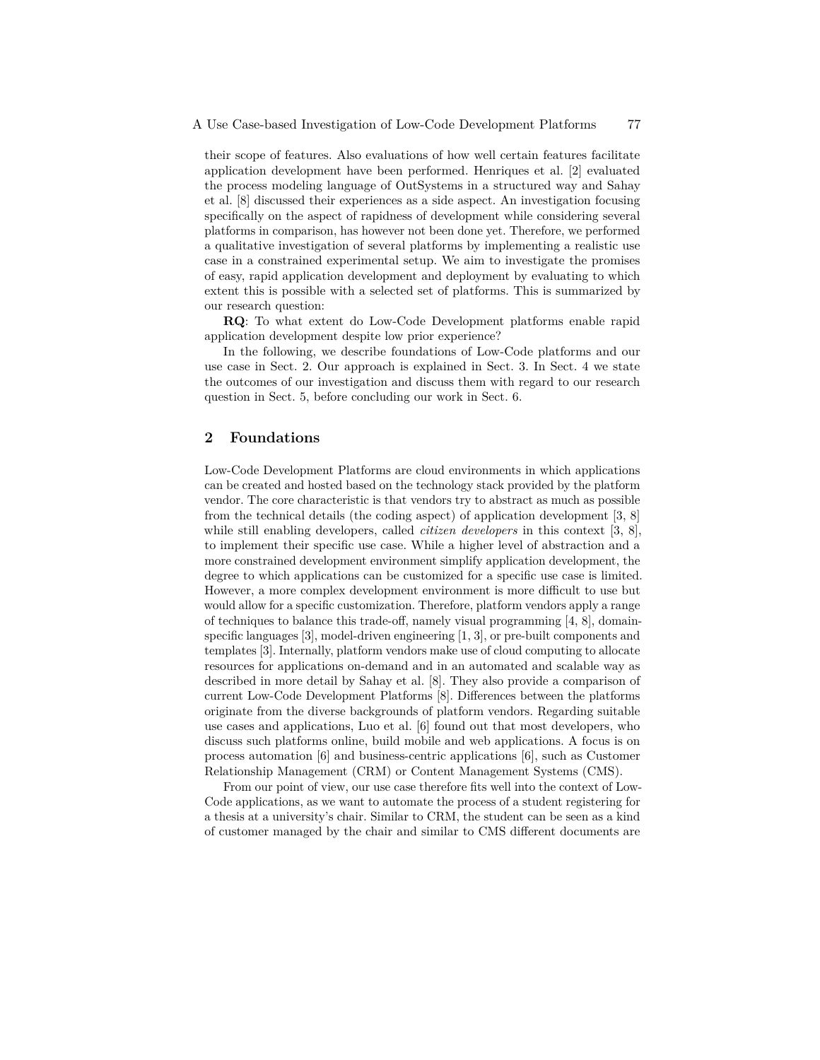their scope of features. Also evaluations of how well certain features facilitate application development have been performed. Henriques et al. [2] evaluated the process modeling language of OutSystems in a structured way and Sahay et al. [8] discussed their experiences as a side aspect. An investigation focusing specifically on the aspect of rapidness of development while considering several platforms in comparison, has however not been done yet. Therefore, we performed a qualitative investigation of several platforms by implementing a realistic use case in a constrained experimental setup. We aim to investigate the promises of easy, rapid application development and deployment by evaluating to which extent this is possible with a selected set of platforms. This is summarized by our research question:

**RQ**: To what extent do Low-Code Development platforms enable rapid application development despite low prior experience?

In the following, we describe foundations of Low-Code platforms and our use case in Sect. 2. Our approach is explained in Sect. 3. In Sect. 4 we state the outcomes of our investigation and discuss them with regard to our research question in Sect. 5, before concluding our work in Sect. 6.

## 2 Foundations

Low-Code Development Platforms are cloud environments in which applications can be created and hosted based on the technology stack provided by the platform vendor. The core characteristic is that vendors try to abstract as much as possible from the technical details (the coding aspect) of application development [3, 8] while still enabling developers, called *citizen developers* in this context [3, 8], to implement their specific use case. While a higher level of abstraction and a more constrained development environment simplify application development, the degree to which applications can be customized for a specific use case is limited. However, a more complex development environment is more difficult to use but would allow for a specific customization. Therefore, platform vendors apply a range of techniques to balance this trade-off, namely visual programming [4, 8], domain-specific languages [3], model-driven engineering [1, 3], or pre-built components and templates [3]. Internally, platform vendors make use of cloud computing to allocate resources for applications on-demand and in an automated and scalable way as described in more detail by Sahay et al. [8]. They also provide a comparison of current Low-Code Development Platforms [8]. Differences between the platforms originate from the diverse backgrounds of platform vendors. Regarding suitable use cases and applications, Luo et al. [6] found out that most developers, who discuss such platforms online, build mobile and web applications. A focus is on process automation [6] and business-centric applications [6], such as Customer Relationship Management (CRM) or Content Management Systems (CMS).

From our point of view, our use case therefore fits well into the context of Low-Code applications, as we want to automate the process of a student registering for a thesis at a university's chair. Similar to CRM, the student can be seen as a kind of customer managed by the chair and similar to CMS different documents are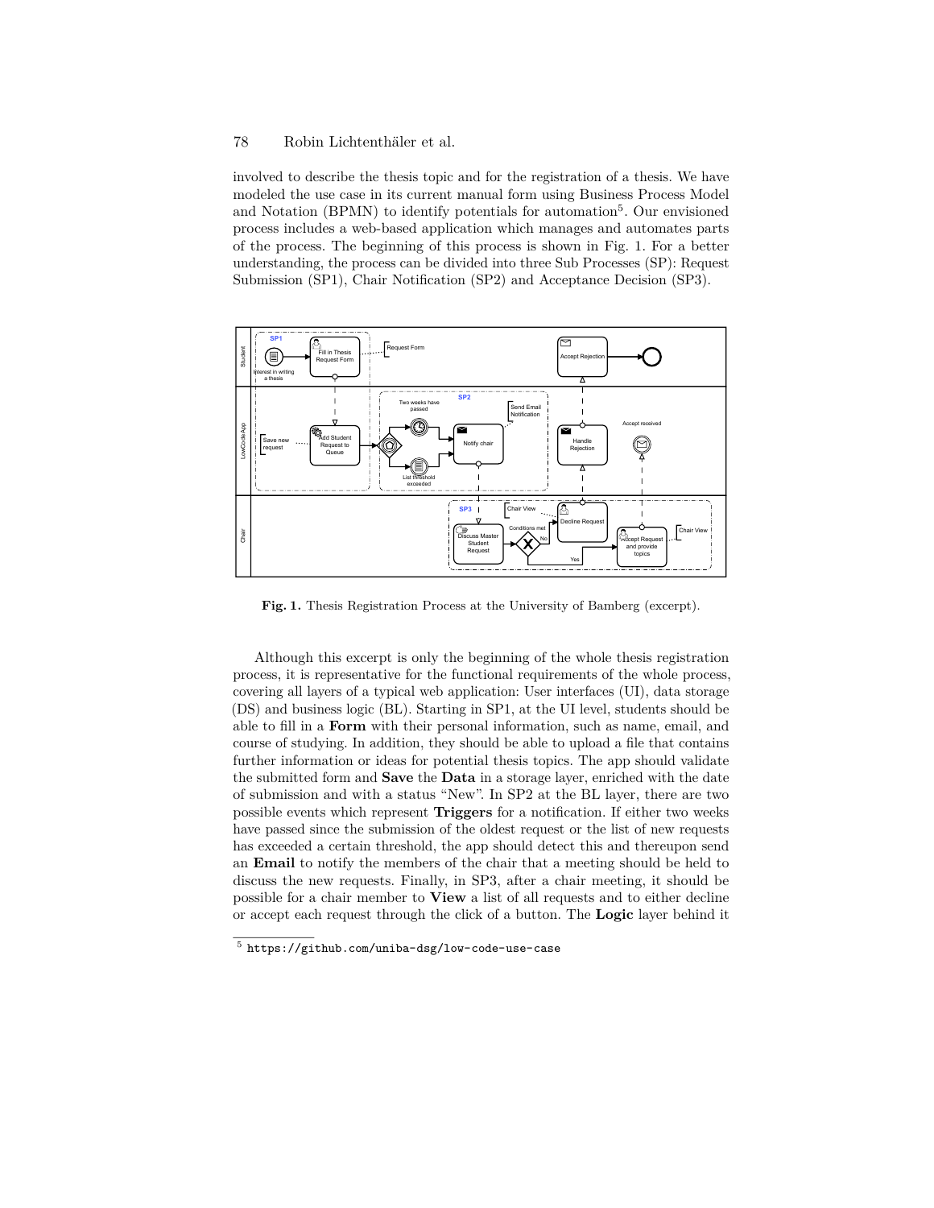involved to describe the thesis topic and for the registration of a thesis. We have modeled the use case in its current manual form using Business Process Model and Notation (BPMN) to identify potentials for automation[5]. Our envisioned process includes a web-based application which manages and automates parts of the process. The beginning of this process is shown in Fig. 1. For a better understanding, the process can be divided into three Sub Processes (SP): Request Submission (SP1), Chair Notification (SP2) and Acceptance Decision (SP3).

**Fig. 1.** Thesis Registration Process at the University of Bamberg (excerpt).

Although this excerpt is only the beginning of the whole thesis registration process, it is representative for the functional requirements of the whole process, covering all layers of a typical web application: User interfaces (UI), data storage (DS) and business logic (BL). Starting in SP1, at the UI level, students should be able to fill in a **Form** with their personal information, such as name, email, and course of studying. In addition, they should be able to upload a file that contains further information or ideas for potential thesis topics. The app should validate the submitted form and **Save** the **Data** in a storage layer, enriched with the date of submission and with a status "New". In SP2 at the BL layer, there are two possible events which represent **Triggers** for a notification. If either two weeks have passed since the submission of the oldest request or the list of new requests has exceeded a certain threshold, the app should detect this and thereupon send an **Email** to notify the members of the chair that a meeting should be held to discuss the new requests. Finally, in SP3, after a chair meeting, it should be possible for a chair member to **View** a list of all requests and to either decline or accept each request through the click of a button. The **Logic** layer behind it

[5] https://github.com/uniba-dsg/low-code-use-case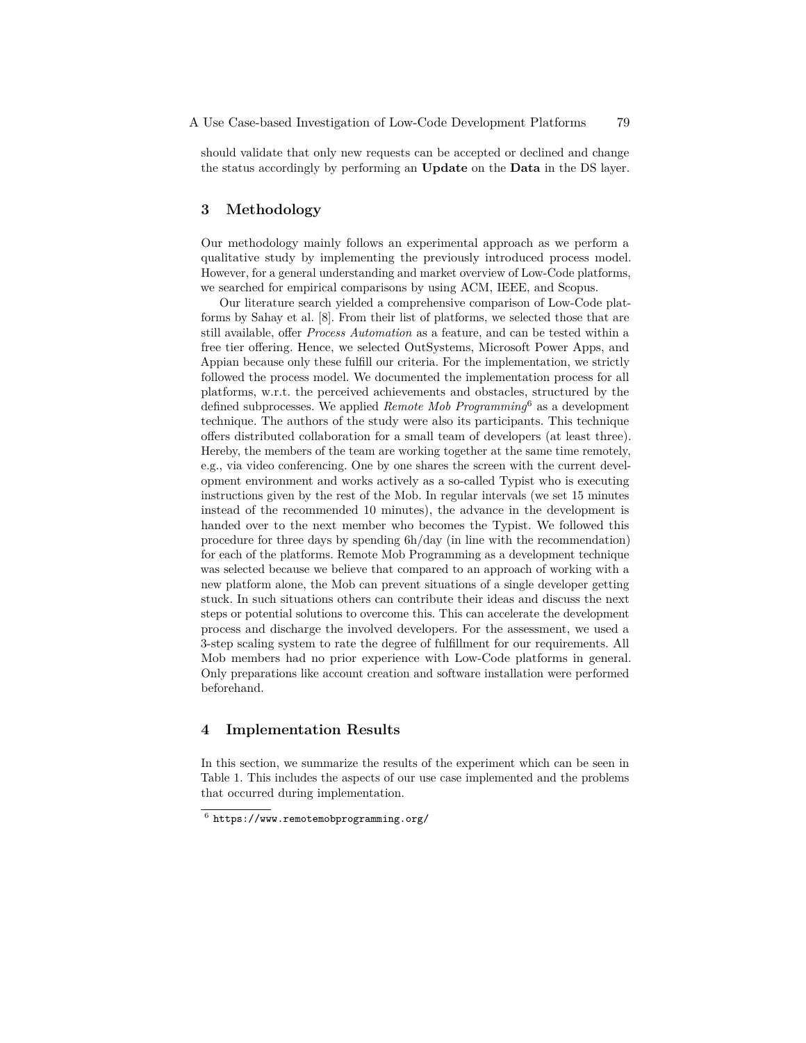should validate that only new requests can be accepted or declined and change the status accordingly by performing an **Update** on the **Data** in the DS layer.

## 3 Methodology

Our methodology mainly follows an experimental approach as we perform a qualitative study by implementing the previously introduced process model. However, for a general understanding and market overview of Low-Code platforms, we searched for empirical comparisons by using ACM, IEEE, and Scopus.

Our literature search yielded a comprehensive comparison of Low-Code platforms by Sahay et al. [8]. From their list of platforms, we selected those that are still available, offer *Process Automation* as a feature, and can be tested within a free tier offering. Hence, we selected OutSystems, Microsoft Power Apps, and Appian because only these fulfill our criteria. For the implementation, we strictly followed the process model. We documented the implementation process for all platforms, w.r.t. the perceived achievements and obstacles, structured by the defined subprocesses. We applied *Remote Mob Programming*[6] as a development technique. The authors of the study were also its participants. This technique offers distributed collaboration for a small team of developers (at least three). Hereby, the members of the team are working together at the same time remotely, e.g., via video conferencing. One by one shares the screen with the current development environment and works actively as a so-called Typist who is executing instructions given by the rest of the Mob. In regular intervals (we set 15 minutes instead of the recommended 10 minutes), the advance in the development is handed over to the next member who becomes the Typist. We followed this procedure for three days by spending 6h/day (in line with the recommendation) for each of the platforms. Remote Mob Programming as a development technique was selected because we believe that compared to an approach of working with a new platform alone, the Mob can prevent situations of a single developer getting stuck. In such situations others can contribute their ideas and discuss the next steps or potential solutions to overcome this. This can accelerate the development process and discharge the involved developers. For the assessment, we used a 3-step scaling system to rate the degree of fulfillment for our requirements. All Mob members had no prior experience with Low-Code platforms in general. Only preparations like account creation and software installation were performed beforehand.

## 4 Implementation Results

In this section, we summarize the results of the experiment which can be seen in Table 1. This includes the aspects of our use case implemented and the problems that occurred during implementation.

[6] https://www.remotemobprogramming.org/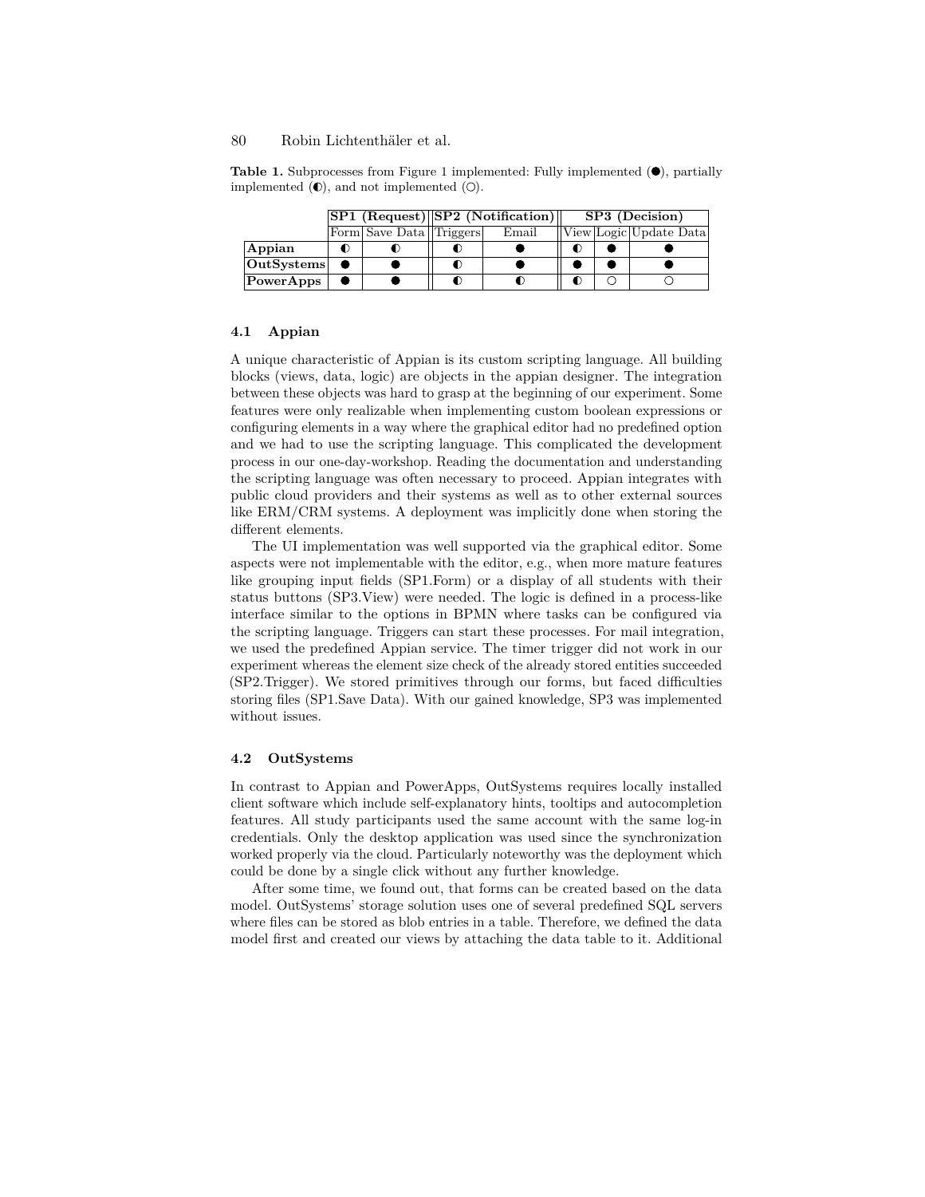**Table 1.** Subprocesses from Figure 1 implemented: Fully implemented (●), partially implemented (◐), and not implemented (○).

| | **SP1 (Request)** | | **SP2 (Notification)** | | **SP3 (Decision)** | | |
|---|---|---|---|---|---|---|---|
| | Form | Save Data | Triggers | Email | View | Logic | Update Data |
| **Appian** | ◐ | ◐ | ◐ | ● | ◐ | ● | ● |
| **OutSystems** | ● | ● | ◐ | ● | ● | ● | ● |
| **PowerApps** | ● | ● | ◐ | ◐ | ◐ | ○ | ○ |

### 4.1 Appian

A unique characteristic of Appian is its custom scripting language. All building blocks (views, data, logic) are objects in the appian designer. The integration between these objects was hard to grasp at the beginning of our experiment. Some features were only realizable when implementing custom boolean expressions or configuring elements in a way where the graphical editor had no predefined option and we had to use the scripting language. This complicated the development process in our one-day-workshop. Reading the documentation and understanding the scripting language was often necessary to proceed. Appian integrates with public cloud providers and their systems as well as to other external sources like ERM/CRM systems. A deployment was implicitly done when storing the different elements.

The UI implementation was well supported via the graphical editor. Some aspects were not implementable with the editor, e.g., when more mature features like grouping input fields (SP1.Form) or a display of all students with their status buttons (SP3.View) were needed. The logic is defined in a process-like interface similar to the options in BPMN where tasks can be configured via the scripting language. Triggers can start these processes. For mail integration, we used the predefined Appian service. The timer trigger did not work in our experiment whereas the element size check of the already stored entities succeeded (SP2.Trigger). We stored primitives through our forms, but faced difficulties storing files (SP1.Save Data). With our gained knowledge, SP3 was implemented without issues.

### 4.2 OutSystems

In contrast to Appian and PowerApps, OutSystems requires locally installed client software which include self-explanatory hints, tooltips and autocompletion features. All study participants used the same account with the same log-in credentials. Only the desktop application was used since the synchronization worked properly via the cloud. Particularly noteworthy was the deployment which could be done by a single click without any further knowledge.

After some time, we found out, that forms can be created based on the data model. OutSystems' storage solution uses one of several predefined SQL servers where files can be stored as blob entries in a table. Therefore, we defined the data model first and created our views by attaching the data table to it. Additional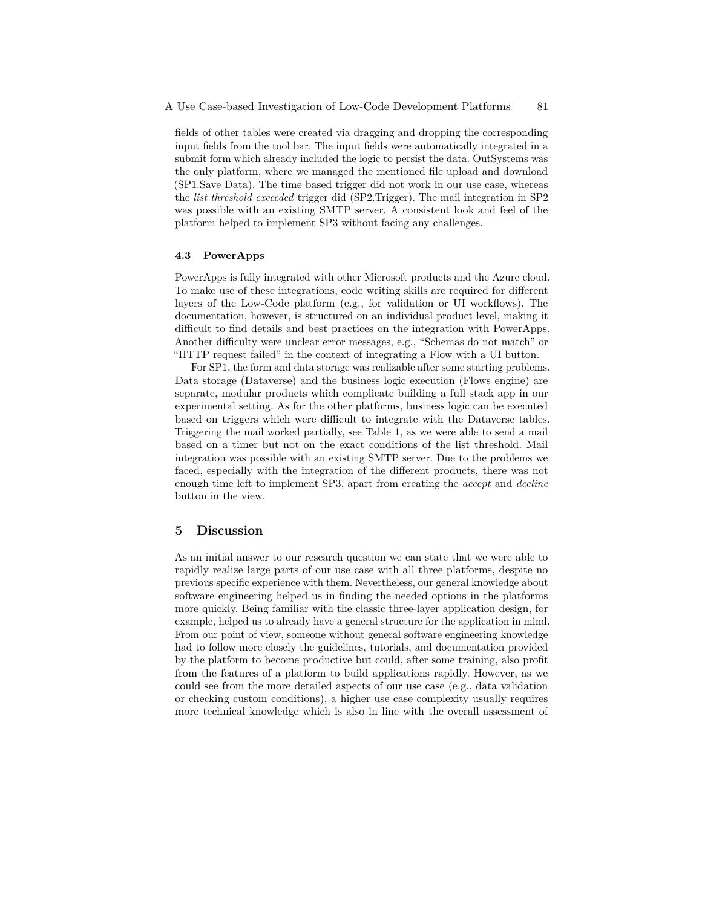fields of other tables were created via dragging and dropping the corresponding input fields from the tool bar. The input fields were automatically integrated in a submit form which already included the logic to persist the data. OutSystems was the only platform, where we managed the mentioned file upload and download (SP1.Save Data). The time based trigger did not work in our use case, whereas the *list threshold exceeded* trigger did (SP2.Trigger). The mail integration in SP2 was possible with an existing SMTP server. A consistent look and feel of the platform helped to implement SP3 without facing any challenges.

### 4.3 PowerApps

PowerApps is fully integrated with other Microsoft products and the Azure cloud. To make use of these integrations, code writing skills are required for different layers of the Low-Code platform (e.g., for validation or UI workflows). The documentation, however, is structured on an individual product level, making it difficult to find details and best practices on the integration with PowerApps. Another difficulty were unclear error messages, e.g., "Schemas do not match" or "HTTP request failed" in the context of integrating a Flow with a UI button.

For SP1, the form and data storage was realizable after some starting problems. Data storage (Dataverse) and the business logic execution (Flows engine) are separate, modular products which complicate building a full stack app in our experimental setting. As for the other platforms, business logic can be executed based on triggers which were difficult to integrate with the Dataverse tables. Triggering the mail worked partially, see Table 1, as we were able to send a mail based on a timer but not on the exact conditions of the list threshold. Mail integration was possible with an existing SMTP server. Due to the problems we faced, especially with the integration of the different products, there was not enough time left to implement SP3, apart from creating the *accept* and *decline* button in the view.

## 5 Discussion

As an initial answer to our research question we can state that we were able to rapidly realize large parts of our use case with all three platforms, despite no previous specific experience with them. Nevertheless, our general knowledge about software engineering helped us in finding the needed options in the platforms more quickly. Being familiar with the classic three-layer application design, for example, helped us to already have a general structure for the application in mind. From our point of view, someone without general software engineering knowledge had to follow more closely the guidelines, tutorials, and documentation provided by the platform to become productive but could, after some training, also profit from the features of a platform to build applications rapidly. However, as we could see from the more detailed aspects of our use case (e.g., data validation or checking custom conditions), a higher use case complexity usually requires more technical knowledge which is also in line with the overall assessment of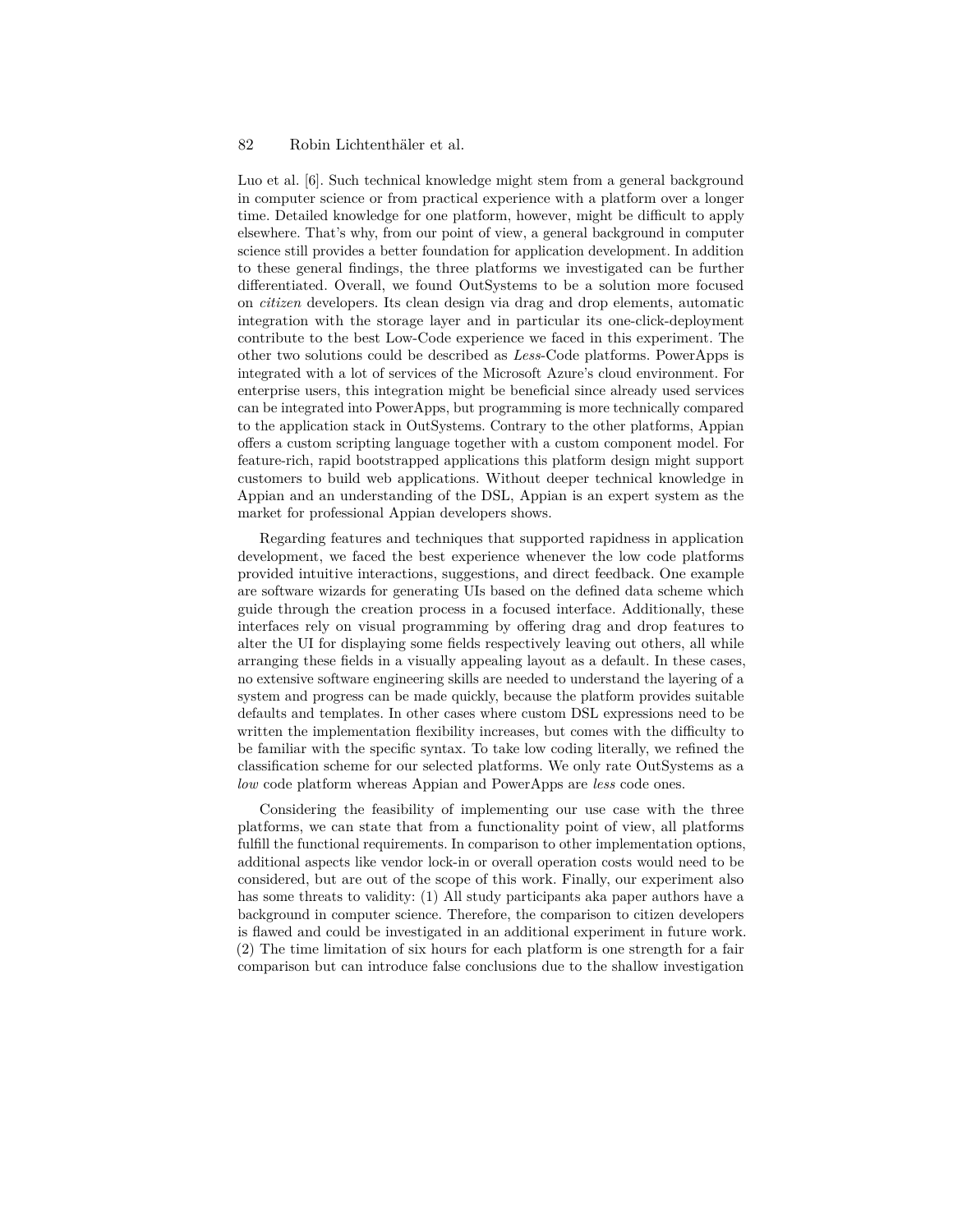Luo et al. [6]. Such technical knowledge might stem from a general background in computer science or from practical experience with a platform over a longer time. Detailed knowledge for one platform, however, might be difficult to apply elsewhere. That's why, from our point of view, a general background in computer science still provides a better foundation for application development. In addition to these general findings, the three platforms we investigated can be further differentiated. Overall, we found OutSystems to be a solution more focused on *citizen* developers. Its clean design via drag and drop elements, automatic integration with the storage layer and in particular its one-click-deployment contribute to the best Low-Code experience we faced in this experiment. The other two solutions could be described as *Less*-Code platforms. PowerApps is integrated with a lot of services of the Microsoft Azure's cloud environment. For enterprise users, this integration might be beneficial since already used services can be integrated into PowerApps, but programming is more technically compared to the application stack in OutSystems. Contrary to the other platforms, Appian offers a custom scripting language together with a custom component model. For feature-rich, rapid bootstrapped applications this platform design might support customers to build web applications. Without deeper technical knowledge in Appian and an understanding of the DSL, Appian is an expert system as the market for professional Appian developers shows.

Regarding features and techniques that supported rapidness in application development, we faced the best experience whenever the low code platforms provided intuitive interactions, suggestions, and direct feedback. One example are software wizards for generating UIs based on the defined data scheme which guide through the creation process in a focused interface. Additionally, these interfaces rely on visual programming by offering drag and drop features to alter the UI for displaying some fields respectively leaving out others, all while arranging these fields in a visually appealing layout as a default. In these cases, no extensive software engineering skills are needed to understand the layering of a system and progress can be made quickly, because the platform provides suitable defaults and templates. In other cases where custom DSL expressions need to be written the implementation flexibility increases, but comes with the difficulty to be familiar with the specific syntax. To take low coding literally, we refined the classification scheme for our selected platforms. We only rate OutSystems as a *low* code platform whereas Appian and PowerApps are *less* code ones.

Considering the feasibility of implementing our use case with the three platforms, we can state that from a functionality point of view, all platforms fulfill the functional requirements. In comparison to other implementation options, additional aspects like vendor lock-in or overall operation costs would need to be considered, but are out of the scope of this work. Finally, our experiment also has some threats to validity: (1) All study participants aka paper authors have a background in computer science. Therefore, the comparison to citizen developers is flawed and could be investigated in an additional experiment in future work. (2) The time limitation of six hours for each platform is one strength for a fair comparison but can introduce false conclusions due to the shallow investigation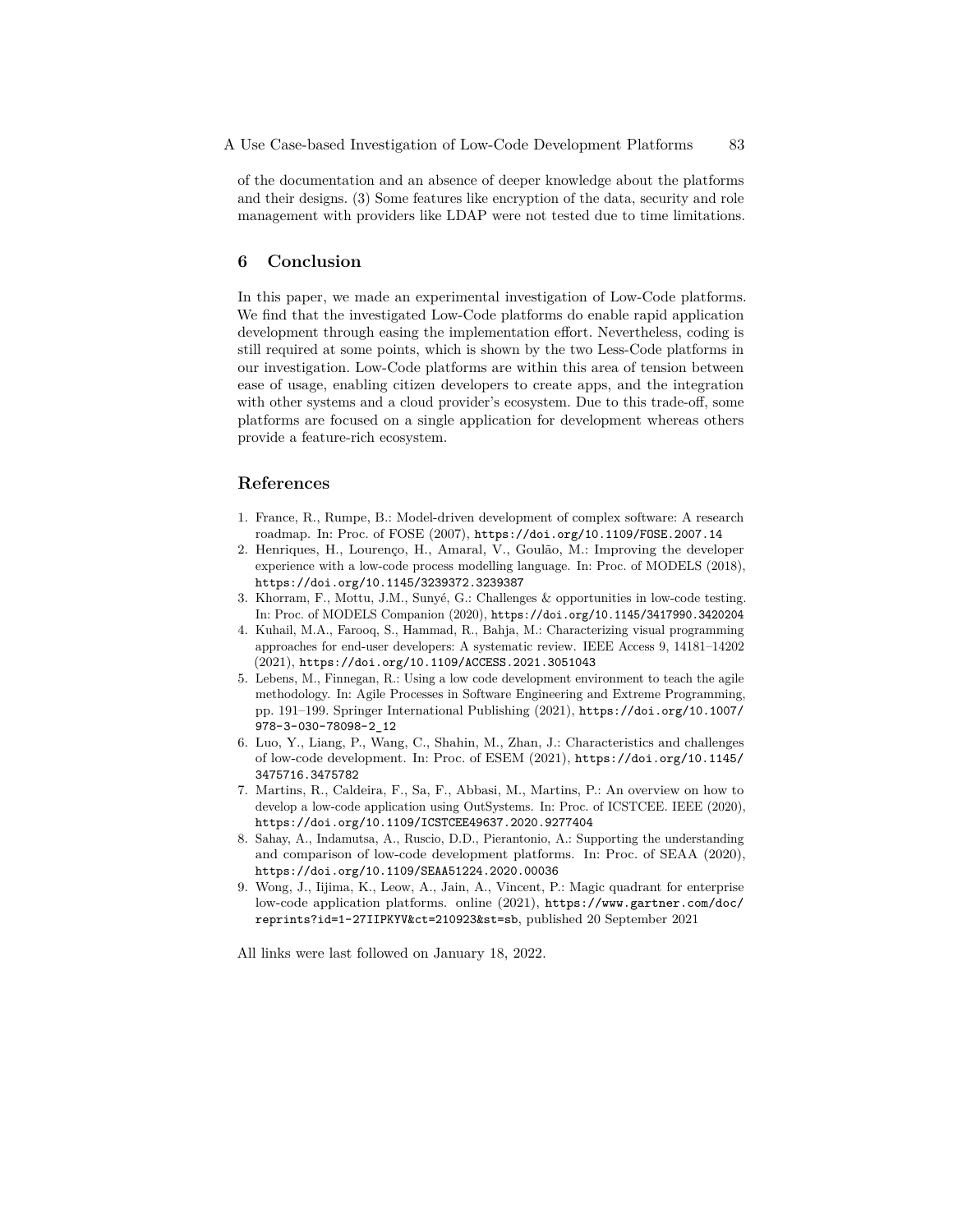of the documentation and an absence of deeper knowledge about the platforms and their designs. (3) Some features like encryption of the data, security and role management with providers like LDAP were not tested due to time limitations.

## 6 Conclusion

In this paper, we made an experimental investigation of Low-Code platforms. We find that the investigated Low-Code platforms do enable rapid application development through easing the implementation effort. Nevertheless, coding is still required at some points, which is shown by the two Less-Code platforms in our investigation. Low-Code platforms are within this area of tension between ease of usage, enabling citizen developers to create apps, and the integration with other systems and a cloud provider's ecosystem. Due to this trade-off, some platforms are focused on a single application for development whereas others provide a feature-rich ecosystem.

## References

1. France, R., Rumpe, B.: Model-driven development of complex software: A research roadmap. In: Proc. of FOSE (2007), https://doi.org/10.1109/FOSE.2007.14
2. Henriques, H., Lourenço, H., Amaral, V., Goulão, M.: Improving the developer experience with a low-code process modelling language. In: Proc. of MODELS (2018), https://doi.org/10.1145/3239372.3239387
3. Khorram, F., Mottu, J.M., Sunyé, G.: Challenges & opportunities in low-code testing. In: Proc. of MODELS Companion (2020), https://doi.org/10.1145/3417990.3420204
4. Kuhail, M.A., Farooq, S., Hammad, R., Bahja, M.: Characterizing visual programming approaches for end-user developers: A systematic review. IEEE Access 9, 14181–14202 (2021), https://doi.org/10.1109/ACCESS.2021.3051043
5. Lebens, M., Finnegan, R.: Using a low code development environment to teach the agile methodology. In: Agile Processes in Software Engineering and Extreme Programming, pp. 191–199. Springer International Publishing (2021), https://doi.org/10.1007/978-3-030-78098-2_12
6. Luo, Y., Liang, P., Wang, C., Shahin, M., Zhan, J.: Characteristics and challenges of low-code development. In: Proc. of ESEM (2021), https://doi.org/10.1145/3475716.3475782
7. Martins, R., Caldeira, F., Sa, F., Abbasi, M., Martins, P.: An overview on how to develop a low-code application using OutSystems. In: Proc. of ICSTCEE. IEEE (2020), https://doi.org/10.1109/ICSTCEE49637.2020.9277404
8. Sahay, A., Indamutsa, A., Ruscio, D.D., Pierantonio, A.: Supporting the understanding and comparison of low-code development platforms. In: Proc. of SEAA (2020), https://doi.org/10.1109/SEAA51224.2020.00036
9. Wong, J., Iijima, K., Leow, A., Jain, A., Vincent, P.: Magic quadrant for enterprise low-code application platforms. online (2021), https://www.gartner.com/doc/reprints?id=1-27IIPKYV&ct=210923&st=sb, published 20 September 2021

All links were last followed on January 18, 2022.